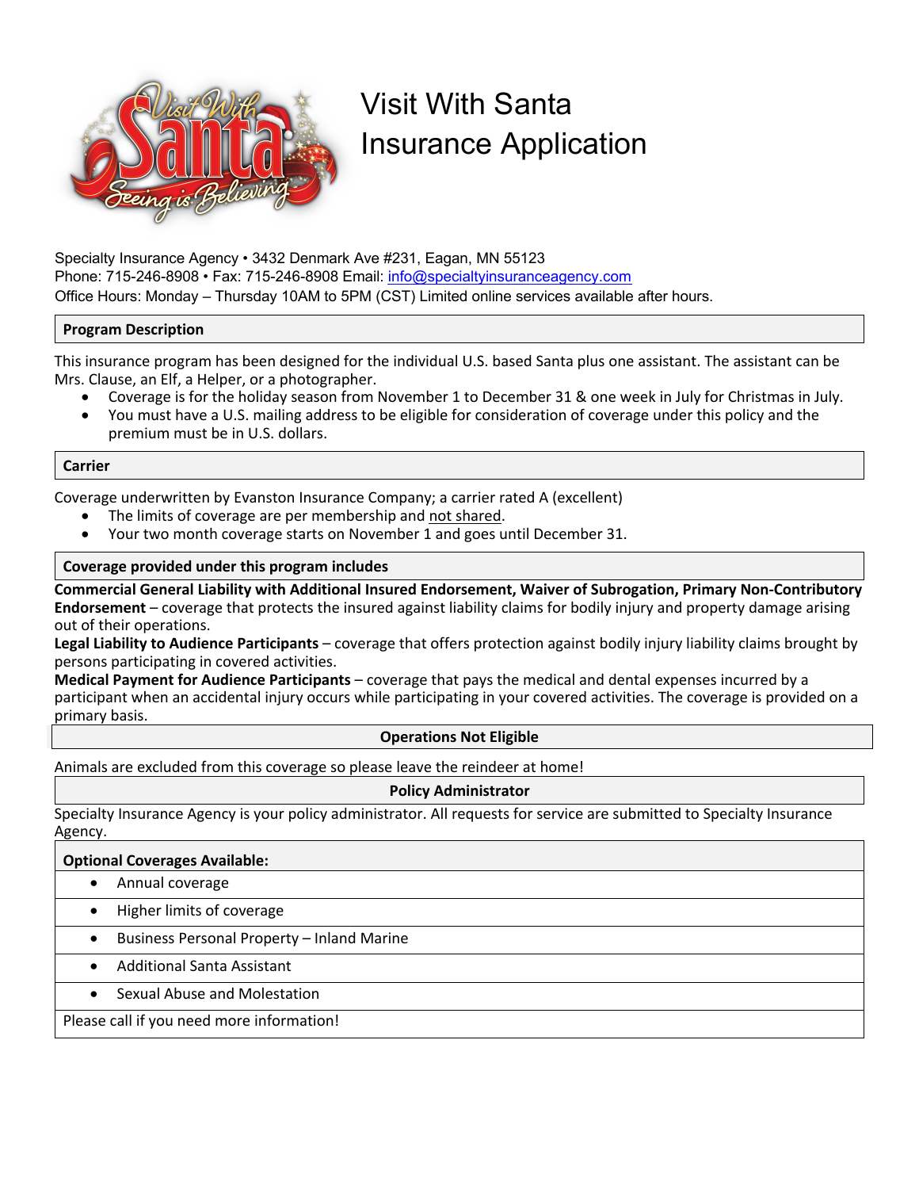# Visit With Santa Insurance Application

Specialty Insurance Agency • 3432 Denmark Ave #231, Eagan, MN 55123
Phone: 715-246-8908 • Fax: 715-246-8908 Email: info@specialtyinsuranceagency.com
Office Hours: Monday – Thursday 10AM to 5PM (CST) Limited online services available after hours.

## Program Description

This insurance program has been designed for the individual U.S. based Santa plus one assistant. The assistant can be Mrs. Clause, an Elf, a Helper, or a photographer.

- Coverage is for the holiday season from November 1 to December 31 & one week in July for Christmas in July.
- You must have a U.S. mailing address to be eligible for consideration of coverage under this policy and the premium must be in U.S. dollars.

## Carrier

Coverage underwritten by Evanston Insurance Company; a carrier rated A (excellent)

- The limits of coverage are per membership and not shared.
- Your two month coverage starts on November 1 and goes until December 31.

## Coverage provided under this program includes

**Commercial General Liability with Additional Insured Endorsement, Waiver of Subrogation, Primary Non-Contributory Endorsement** – coverage that protects the insured against liability claims for bodily injury and property damage arising out of their operations.

**Legal Liability to Audience Participants** – coverage that offers protection against bodily injury liability claims brought by persons participating in covered activities.

**Medical Payment for Audience Participants** – coverage that pays the medical and dental expenses incurred by a participant when an accidental injury occurs while participating in your covered activities. The coverage is provided on a primary basis.

## Operations Not Eligible

Animals are excluded from this coverage so please leave the reindeer at home!

## Policy Administrator

Specialty Insurance Agency is your policy administrator. All requests for service are submitted to Specialty Insurance Agency.

## Optional Coverages Available:

- Annual coverage
- Higher limits of coverage
- Business Personal Property – Inland Marine
- Additional Santa Assistant
- Sexual Abuse and Molestation

Please call if you need more information!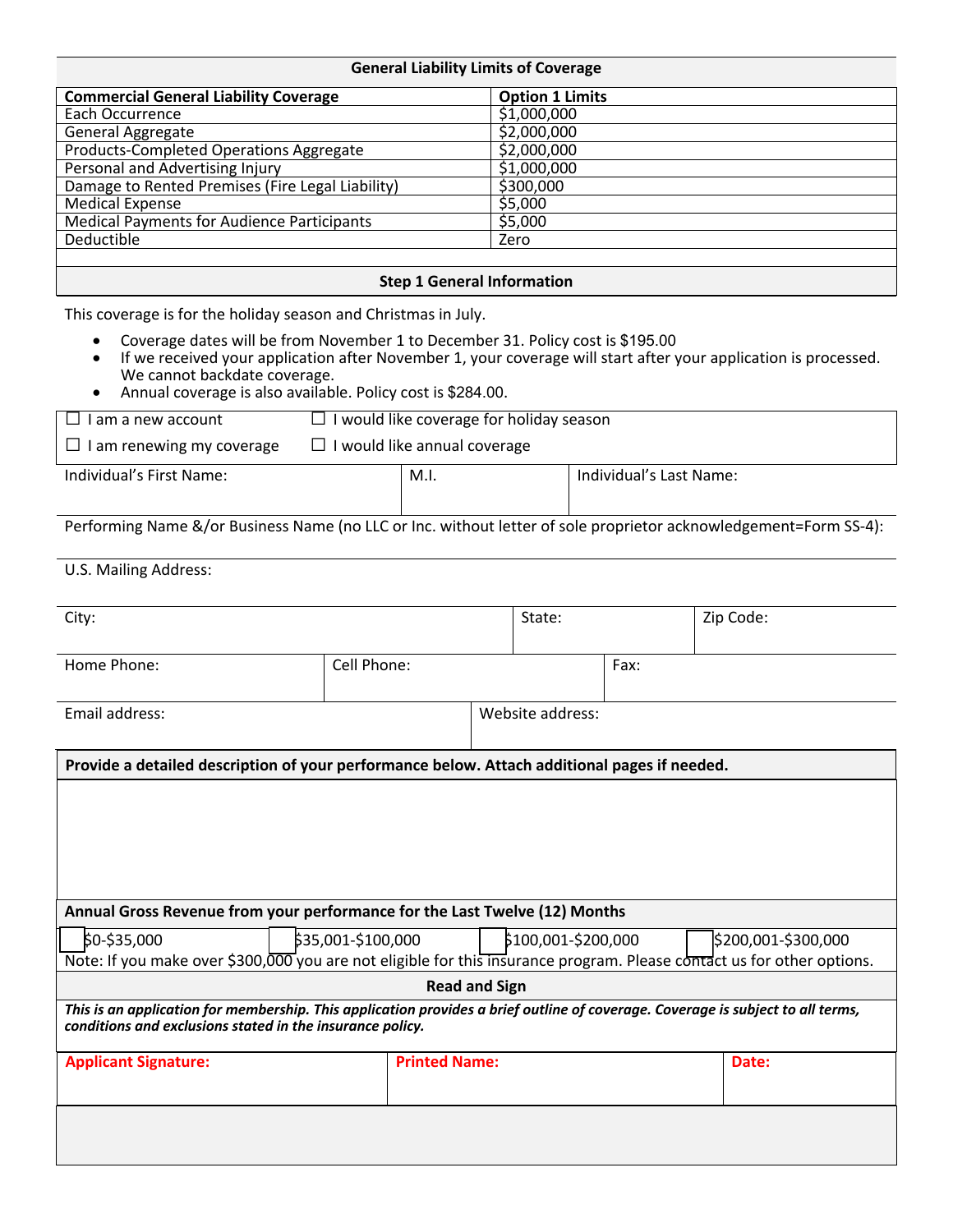## General Liability Limits of Coverage

| Commercial General Liability Coverage | Option 1 Limits |
|---|---|
| Each Occurrence | $1,000,000 |
| General Aggregate | $2,000,000 |
| Products-Completed Operations Aggregate | $2,000,000 |
| Personal and Advertising Injury | $1,000,000 |
| Damage to Rented Premises (Fire Legal Liability) | $300,000 |
| Medical Expense | $5,000 |
| Medical Payments for Audience Participants | $5,000 |
| Deductible | Zero |

## Step 1 General Information

This coverage is for the holiday season and Christmas in July.

- Coverage dates will be from November 1 to December 31. Policy cost is $195.00
- If we received your application after November 1, your coverage will start after your application is processed. We cannot backdate coverage.
- Annual coverage is also available. Policy cost is $284.00.

☐ I am a new account ☐ I would like coverage for holiday season

☐ I am renewing my coverage ☐ I would like annual coverage

| Individual's First Name: | M.I. | Individual's Last Name: |
|---|---|---|
| | | |

Performing Name &/or Business Name (no LLC or Inc. without letter of sole proprietor acknowledgement=Form SS-4):

U.S. Mailing Address:

| City: | State: | Zip Code: |
|---|---|---|
| | | |

| Home Phone: | Cell Phone: | Fax: |
|---|---|---|
| | | |

| Email address: | Website address: |
|---|---|
| | |

**Provide a detailed description of your performance below. Attach additional pages if needed.**

**Annual Gross Revenue from your performance for the Last Twelve (12) Months**

☐ $0-$35,000 ☐ $35,001-$100,000 ☐ $100,001-$200,000 ☐ $200,001-$300,000

Note: If you make over $300,000 you are not eligible for this insurance program. Please contact us for other options.

**Read and Sign**

***This is an application for membership. This application provides a brief outline of coverage. Coverage is subject to all terms, conditions and exclusions stated in the insurance policy.***

| **Applicant Signature:** | **Printed Name:** | **Date:** |
|---|---|---|
| | | |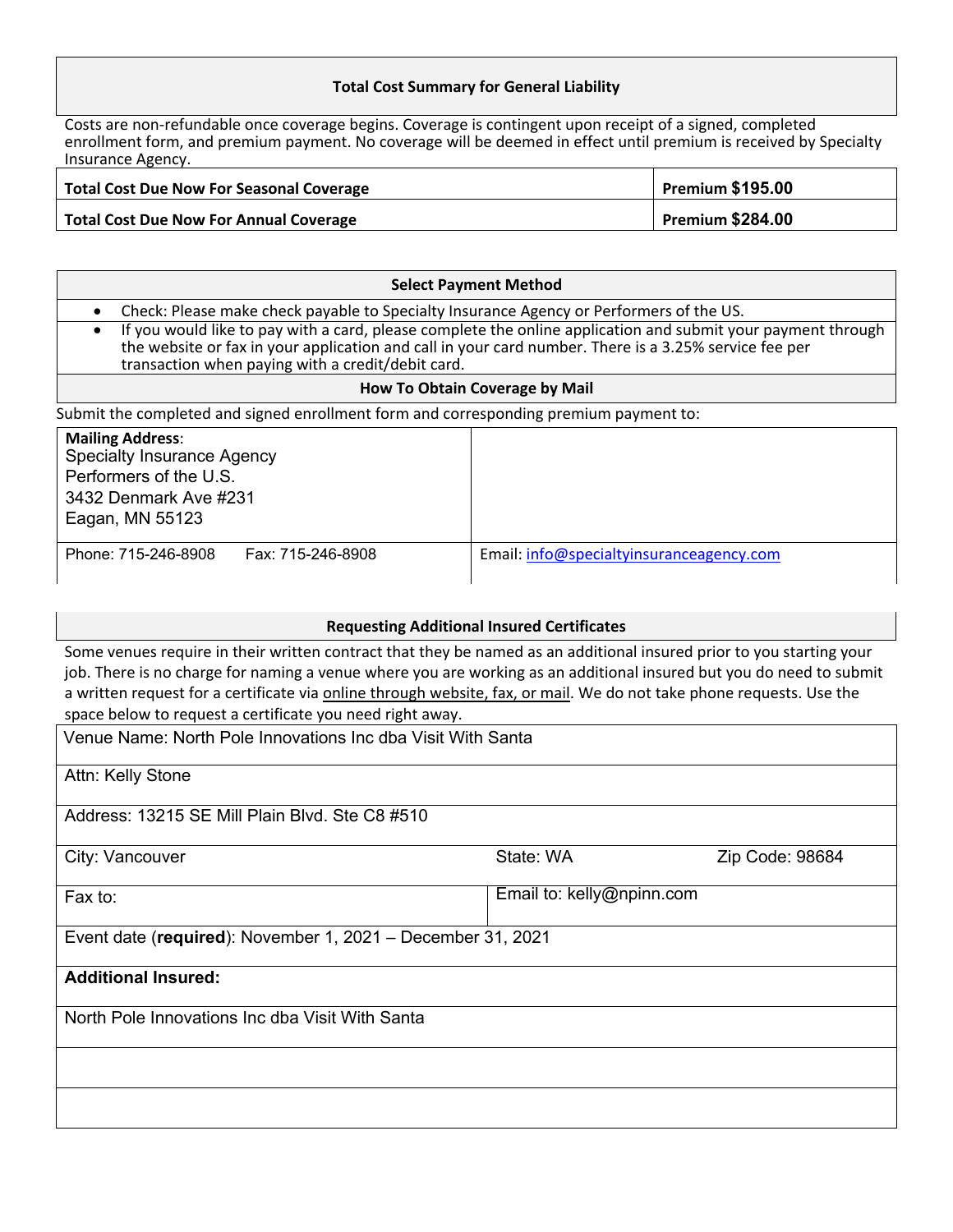## Total Cost Summary for General Liability

Costs are non-refundable once coverage begins. Coverage is contingent upon receipt of a signed, completed enrollment form, and premium payment. No coverage will be deemed in effect until premium is received by Specialty Insurance Agency.

| | |
|---|---|
| **Total Cost Due Now For Seasonal Coverage** | **Premium $195.00** |
| **Total Cost Due Now For Annual Coverage** | **Premium $284.00** |

## Select Payment Method

- Check: Please make check payable to Specialty Insurance Agency or Performers of the US.
- If you would like to pay with a card, please complete the online application and submit your payment through the website or fax in your application and call in your card number. There is a 3.25% service fee per transaction when paying with a credit/debit card.

## How To Obtain Coverage by Mail

Submit the completed and signed enrollment form and corresponding premium payment to:

| | |
|---|---|
| **Mailing Address**:<br>Specialty Insurance Agency<br>Performers of the U.S.<br>3432 Denmark Ave #231<br>Eagan, MN 55123 | |
| Phone: 715-246-8908 Fax: 715-246-8908 | Email: info@specialtyinsuranceagency.com |

## Requesting Additional Insured Certificates

Some venues require in their written contract that they be named as an additional insured prior to you starting your job. There is no charge for naming a venue where you are working as an additional insured but you do need to submit a written request for a certificate via online through website, fax, or mail. We do not take phone requests. Use the space below to request a certificate you need right away.

| | | |
|---|---|---|
| Venue Name: North Pole Innovations Inc dba Visit With Santa | | |
| Attn: Kelly Stone | | |
| Address: 13215 SE Mill Plain Blvd. Ste C8 #510 | | |
| City: Vancouver | State: WA | Zip Code: 98684 |
| Fax to: | Email to: kelly@npinn.com | |
| Event date (**required**): November 1, 2021 – December 31, 2021 | | |
| **Additional Insured:** | | |
| North Pole Innovations Inc dba Visit With Santa | | |
| | | |
| | | |